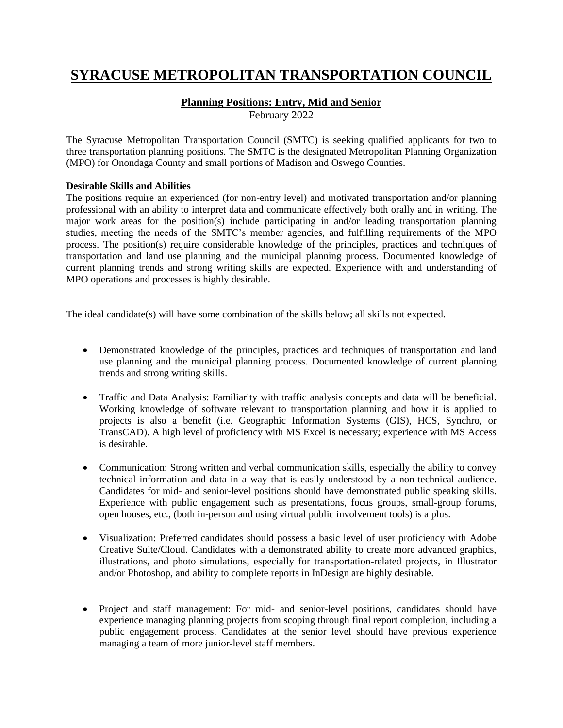# SYRACUSE METROPOLITAN TRANSPORTATION COUNCIL

### Planning Positions: Entry, Mid and Senior

February 2022

The Syracuse Metropolitan Transportation Council (SMTC) is seeking qualified applicants for two to three transportation planning positions. The SMTC is the designated Metropolitan Planning Organization (MPO) for Onondaga County and small portions of Madison and Oswego Counties.

**Desirable Skills and Abilities**

The positions require an experienced (for non-entry level) and motivated transportation and/or planning professional with an ability to interpret data and communicate effectively both orally and in writing. The major work areas for the position(s) include participating in and/or leading transportation planning studies, meeting the needs of the SMTC's member agencies, and fulfilling requirements of the MPO process. The position(s) require considerable knowledge of the principles, practices and techniques of transportation and land use planning and the municipal planning process. Documented knowledge of current planning trends and strong writing skills are expected. Experience with and understanding of MPO operations and processes is highly desirable.

The ideal candidate(s) will have some combination of the skills below; all skills not expected.

- Demonstrated knowledge of the principles, practices and techniques of transportation and land use planning and the municipal planning process. Documented knowledge of current planning trends and strong writing skills.

- Traffic and Data Analysis: Familiarity with traffic analysis concepts and data will be beneficial. Working knowledge of software relevant to transportation planning and how it is applied to projects is also a benefit (i.e. Geographic Information Systems (GIS), HCS, Synchro, or TransCAD). A high level of proficiency with MS Excel is necessary; experience with MS Access is desirable.

- Communication: Strong written and verbal communication skills, especially the ability to convey technical information and data in a way that is easily understood by a non-technical audience. Candidates for mid- and senior-level positions should have demonstrated public speaking skills. Experience with public engagement such as presentations, focus groups, small-group forums, open houses, etc., (both in-person and using virtual public involvement tools) is a plus.

- Visualization: Preferred candidates should possess a basic level of user proficiency with Adobe Creative Suite/Cloud. Candidates with a demonstrated ability to create more advanced graphics, illustrations, and photo simulations, especially for transportation-related projects, in Illustrator and/or Photoshop, and ability to complete reports in InDesign are highly desirable.

- Project and staff management: For mid- and senior-level positions, candidates should have experience managing planning projects from scoping through final report completion, including a public engagement process. Candidates at the senior level should have previous experience managing a team of more junior-level staff members.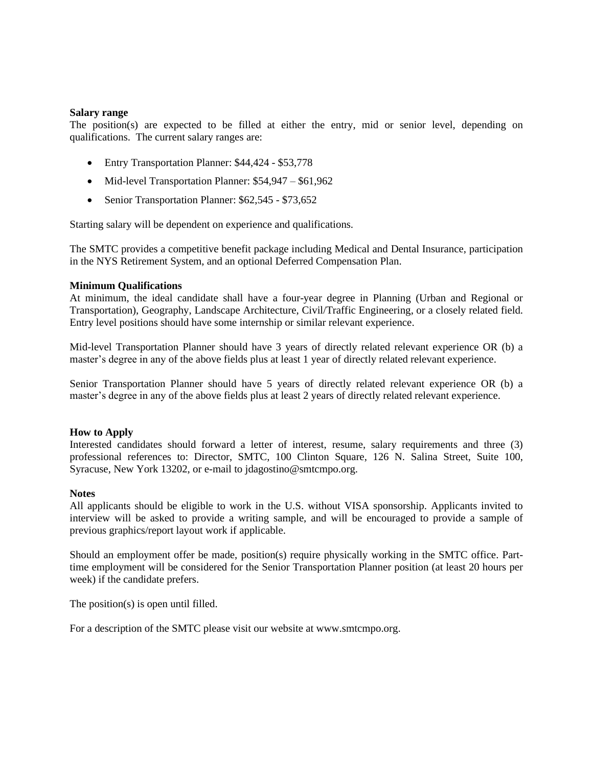**Salary range**

The position(s) are expected to be filled at either the entry, mid or senior level, depending on qualifications. The current salary ranges are:

- Entry Transportation Planner: $44,424 - $53,778
- Mid-level Transportation Planner: $54,947 – $61,962
- Senior Transportation Planner: $62,545 - $73,652

Starting salary will be dependent on experience and qualifications.

The SMTC provides a competitive benefit package including Medical and Dental Insurance, participation in the NYS Retirement System, and an optional Deferred Compensation Plan.

**Minimum Qualifications**

At minimum, the ideal candidate shall have a four-year degree in Planning (Urban and Regional or Transportation), Geography, Landscape Architecture, Civil/Traffic Engineering, or a closely related field. Entry level positions should have some internship or similar relevant experience.

Mid-level Transportation Planner should have 3 years of directly related relevant experience OR (b) a master's degree in any of the above fields plus at least 1 year of directly related relevant experience.

Senior Transportation Planner should have 5 years of directly related relevant experience OR (b) a master's degree in any of the above fields plus at least 2 years of directly related relevant experience.

**How to Apply**

Interested candidates should forward a letter of interest, resume, salary requirements and three (3) professional references to: Director, SMTC, 100 Clinton Square, 126 N. Salina Street, Suite 100, Syracuse, New York 13202, or e-mail to jdagostino@smtcmpo.org.

**Notes**

All applicants should be eligible to work in the U.S. without VISA sponsorship. Applicants invited to interview will be asked to provide a writing sample, and will be encouraged to provide a sample of previous graphics/report layout work if applicable.

Should an employment offer be made, position(s) require physically working in the SMTC office. Part-time employment will be considered for the Senior Transportation Planner position (at least 20 hours per week) if the candidate prefers.

The position(s) is open until filled.

For a description of the SMTC please visit our website at www.smtcmpo.org.